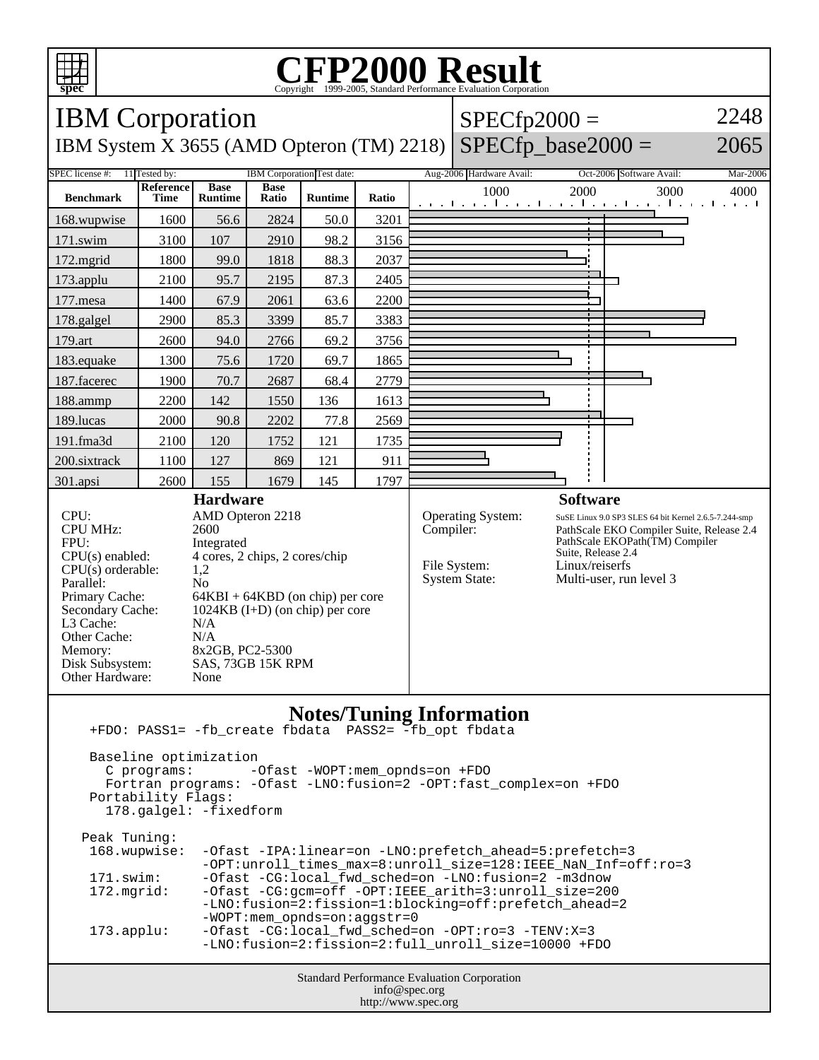# CFP2000 Result

Copyright 1999-2005, Standard Performance Evaluation Corporation

## IBM Corporation

IBM System X 3655 (AMD Opteron (TM) 2218)

SPECfp2000 = 2248

SPECfp_base2000 = 2065

| SPEC license #: | 11 | Tested by: | IBM Corporation | Test date: | Aug-2006 | Hardware Avail: | Oct-2006 | Software Avail: | Mar-2006 |
|---|---|---|---|---|---|---|---|---|---|

| Benchmark | Reference Time | Base Runtime | Base Ratio | Runtime | Ratio |
|---|---|---|---|---|---|
| 168.wupwise | 1600 | 56.6 | 2824 | 50.0 | 3201 |
| 171.swim | 3100 | 107 | 2910 | 98.2 | 3156 |
| 172.mgrid | 1800 | 99.0 | 1818 | 88.3 | 2037 |
| 173.applu | 2100 | 95.7 | 2195 | 87.3 | 2405 |
| 177.mesa | 1400 | 67.9 | 2061 | 63.6 | 2200 |
| 178.galgel | 2900 | 85.3 | 3399 | 85.7 | 3383 |
| 179.art | 2600 | 94.0 | 2766 | 69.2 | 3756 |
| 183.equake | 1300 | 75.6 | 1720 | 69.7 | 1865 |
| 187.facerec | 1900 | 70.7 | 2687 | 68.4 | 2779 |
| 188.ammp | 2200 | 142 | 1550 | 136 | 1613 |
| 189.lucas | 2000 | 90.8 | 2202 | 77.8 | 2569 |
| 191.fma3d | 2100 | 120 | 1752 | 121 | 1735 |
| 200.sixtrack | 1100 | 127 | 869 | 121 | 911 |
| 301.apsi | 2600 | 155 | 1679 | 145 | 1797 |

### Hardware

| | |
|---|---|
| CPU: | AMD Opteron 2218 |
| CPU MHz: | 2600 |
| FPU: | Integrated |
| CPU(s) enabled: | 4 cores, 2 chips, 2 cores/chip |
| CPU(s) orderable: | 1,2 |
| Parallel: | No |
| Primary Cache: | 64KBI + 64KBD (on chip) per core |
| Secondary Cache: | 1024KB (I+D) (on chip) per core |
| L3 Cache: | N/A |
| Other Cache: | N/A |
| Memory: | 8x2GB, PC2-5300 |
| Disk Subsystem: | SAS, 73GB 15K RPM |
| Other Hardware: | None |

### Software

| | |
|---|---|
| Operating System: | SuSE Linux 9.0 SP3 SLES 64 bit Kernel 2.6.5-7.244-smp |
| Compiler: | PathScale EKO Compiler Suite, Release 2.4 PathScale EKOPath(TM) Compiler Suite, Release 2.4 |
| File System: | Linux/reiserfs |
| System State: | Multi-user, run level 3 |

### Notes/Tuning Information

```
+FDO: PASS1= -fb_create fbdata  PASS2= -fb_opt fbdata

Baseline optimization
  C programs:       -Ofast -WOPT:mem_opnds=on +FDO
  Fortran programs: -Ofast -LNO:fusion=2 -OPT:fast_complex=on +FDO
Portability Flags:
  178.galgel: -fixedform

Peak Tuning:
 168.wupwise:  -Ofast -IPA:linear=on -LNO:prefetch_ahead=5:prefetch=3
               -OPT:unroll_times_max=8:unroll_size=128:IEEE_NaN_Inf=off:ro=3
 171.swim:     -Ofast -CG:local_fwd_sched=on -LNO:fusion=2 -m3dnow
 172.mgrid:    -Ofast -CG:gcm=off -OPT:IEEE_arith=3:unroll_size=200
               -LNO:fusion=2:fission=1:blocking=off:prefetch_ahead=2
               -WOPT:mem_opnds=on:aggstr=0
 173.applu:    -Ofast -CG:local_fwd_sched=on -OPT:ro=3 -TENV:X=3
               -LNO:fusion=2:fission=2:full_unroll_size=10000 +FDO
```

Standard Performance Evaluation Corporation
info@spec.org
http://www.spec.org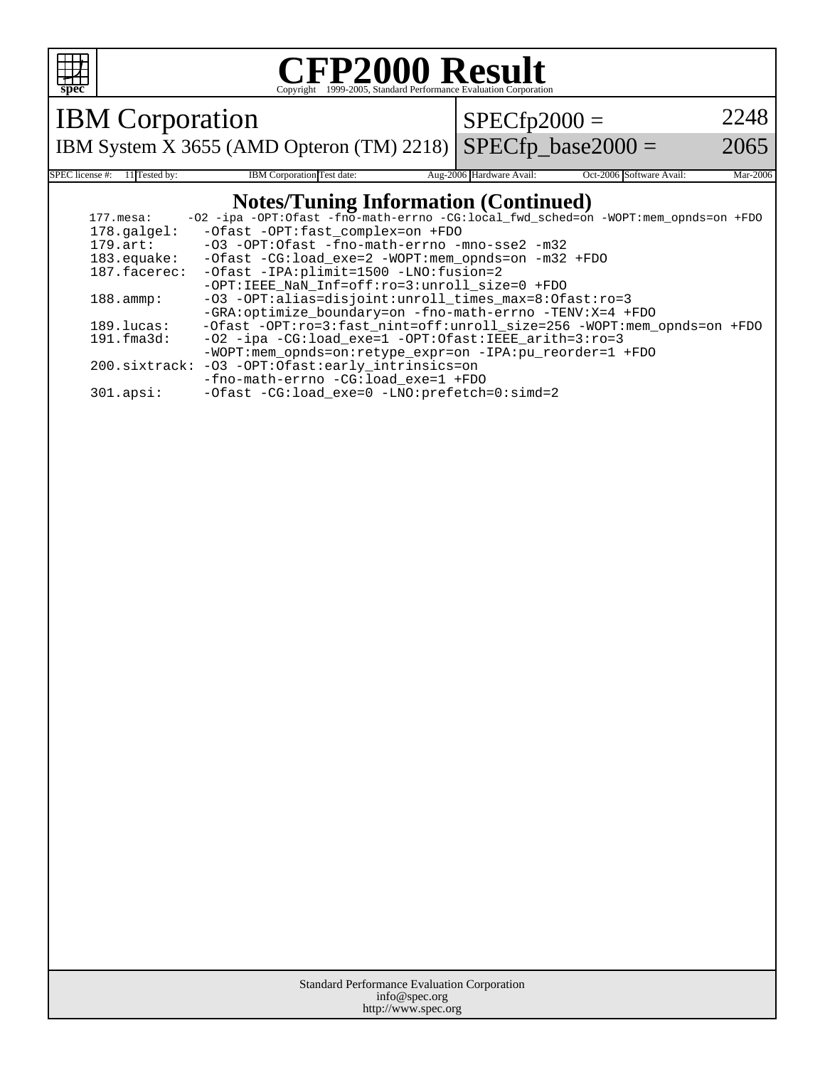# CFP2000 Result

Copyright 1999-2005, Standard Performance Evaluation Corporation

**IBM Corporation**

IBM System X 3655 (AMD Opteron (TM) 2218)

SPECfp2000 = 2248

SPECfp_base2000 = 2065

| SPEC license #: | 11 | Tested by: | IBM Corporation | Test date: | Aug-2006 | Hardware Avail: | Oct-2006 | Software Avail: | Mar-2006 |
|---|---|---|---|---|---|---|---|---|---|

## Notes/Tuning Information (Continued)

```
  177.mesa:     -O2 -ipa -OPT:Ofast -fno-math-errno -CG:local_fwd_sched=on -WOPT:mem_opnds=on +FDO
  178.galgel:   -Ofast -OPT:fast_complex=on +FDO
  179.art:      -O3 -OPT:Ofast -fno-math-errno -mno-sse2 -m32
  183.equake:   -Ofast -CG:load_exe=2 -WOPT:mem_opnds=on -m32 +FDO
  187.facerec:  -Ofast -IPA:plimit=1500 -LNO:fusion=2
                -OPT:IEEE_NaN_Inf=off:ro=3:unroll_size=0 +FDO
  188.ammp:     -O3 -OPT:alias=disjoint:unroll_times_max=8:Ofast:ro=3
                -GRA:optimize_boundary=on -fno-math-errno -TENV:X=4 +FDO
  189.lucas:    -Ofast -OPT:ro=3:fast_nint=off:unroll_size=256 -WOPT:mem_opnds=on +FDO
  191.fma3d:    -O2 -ipa -CG:load_exe=1 -OPT:Ofast:IEEE_arith=3:ro=3
                -WOPT:mem_opnds=on:retype_expr=on -IPA:pu_reorder=1 +FDO
  200.sixtrack: -O3 -OPT:Ofast:early_intrinsics=on
                -fno-math-errno -CG:load_exe=1 +FDO
  301.apsi:     -Ofast -CG:load_exe=0 -LNO:prefetch=0:simd=2
```

Standard Performance Evaluation Corporation
info@spec.org
http://www.spec.org